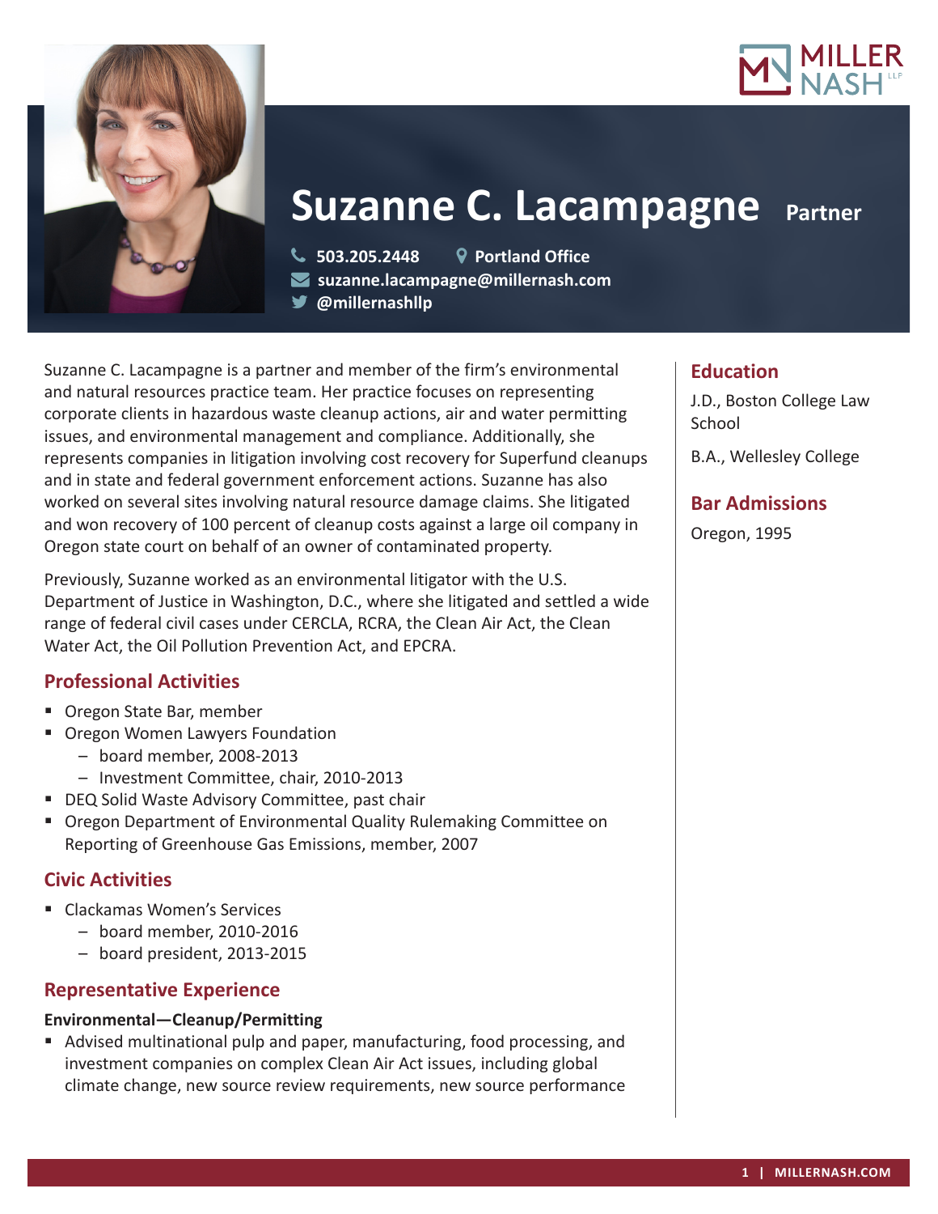# Suzanne C. Lacampagne **Partner**

503.205.2448 | Portland Office
suzanne.lacampagne@millernash.com
@millernashllp

Suzanne C. Lacampagne is a partner and member of the firm's environmental and natural resources practice team. Her practice focuses on representing corporate clients in hazardous waste cleanup actions, air and water permitting issues, and environmental management and compliance. Additionally, she represents companies in litigation involving cost recovery for Superfund cleanups and in state and federal government enforcement actions. Suzanne has also worked on several sites involving natural resource damage claims. She litigated and won recovery of 100 percent of cleanup costs against a large oil company in Oregon state court on behalf of an owner of contaminated property.

Previously, Suzanne worked as an environmental litigator with the U.S. Department of Justice in Washington, D.C., where she litigated and settled a wide range of federal civil cases under CERCLA, RCRA, the Clean Air Act, the Clean Water Act, the Oil Pollution Prevention Act, and EPCRA.

## Professional Activities

- Oregon State Bar, member
- Oregon Women Lawyers Foundation
  - board member, 2008-2013
  - Investment Committee, chair, 2010-2013
- DEQ Solid Waste Advisory Committee, past chair
- Oregon Department of Environmental Quality Rulemaking Committee on Reporting of Greenhouse Gas Emissions, member, 2007

## Civic Activities

- Clackamas Women's Services
  - board member, 2010-2016
  - board president, 2013-2015

## Representative Experience

**Environmental—Cleanup/Permitting**

- Advised multinational pulp and paper, manufacturing, food processing, and investment companies on complex Clean Air Act issues, including global climate change, new source review requirements, new source performance

## Education

J.D., Boston College Law School

B.A., Wellesley College

## Bar Admissions

Oregon, 1995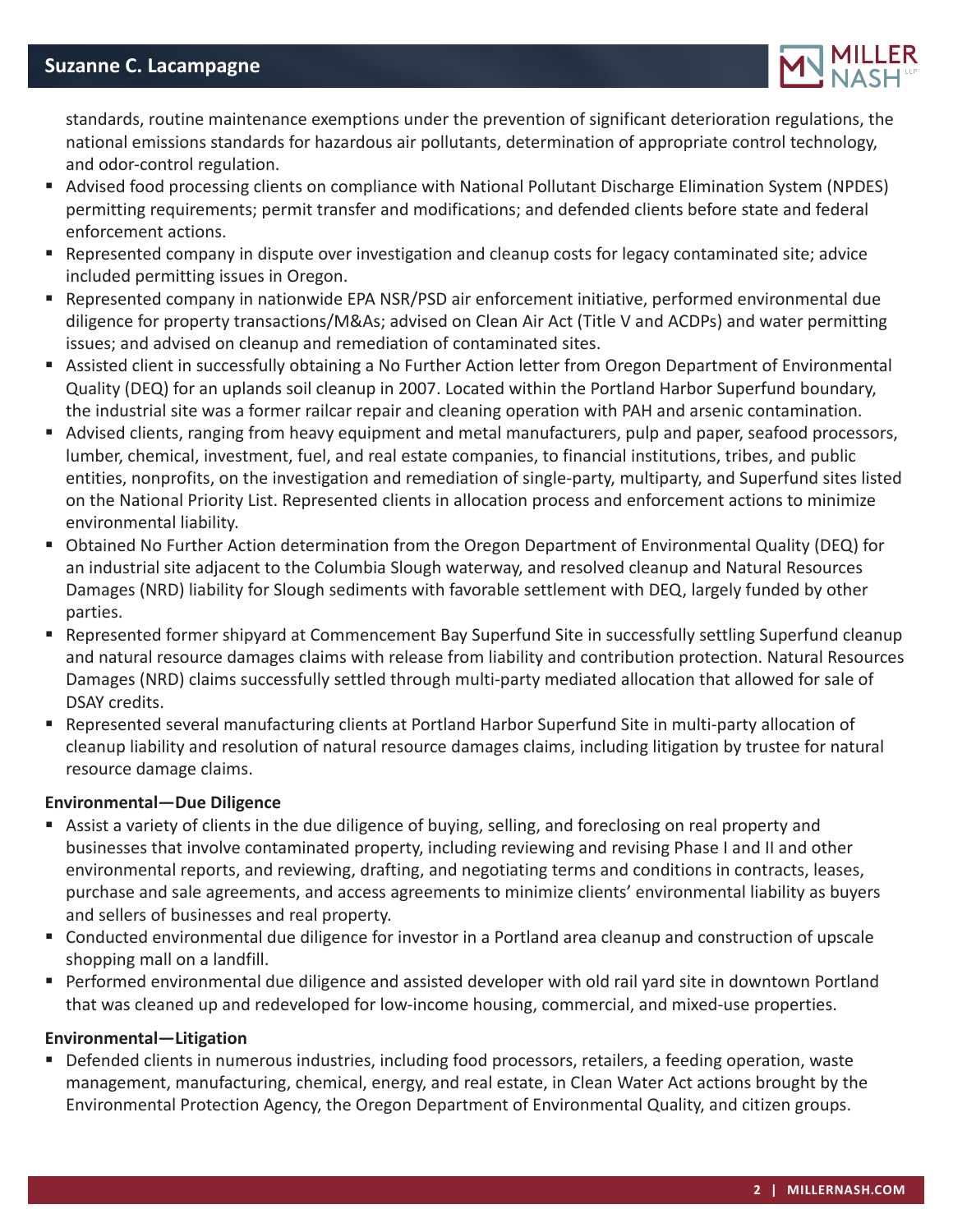standards, routine maintenance exemptions under the prevention of significant deterioration regulations, the national emissions standards for hazardous air pollutants, determination of appropriate control technology, and odor-control regulation.

- Advised food processing clients on compliance with National Pollutant Discharge Elimination System (NPDES) permitting requirements; permit transfer and modifications; and defended clients before state and federal enforcement actions.
- Represented company in dispute over investigation and cleanup costs for legacy contaminated site; advice included permitting issues in Oregon.
- Represented company in nationwide EPA NSR/PSD air enforcement initiative, performed environmental due diligence for property transactions/M&As; advised on Clean Air Act (Title V and ACDPs) and water permitting issues; and advised on cleanup and remediation of contaminated sites.
- Assisted client in successfully obtaining a No Further Action letter from Oregon Department of Environmental Quality (DEQ) for an uplands soil cleanup in 2007. Located within the Portland Harbor Superfund boundary, the industrial site was a former railcar repair and cleaning operation with PAH and arsenic contamination.
- Advised clients, ranging from heavy equipment and metal manufacturers, pulp and paper, seafood processors, lumber, chemical, investment, fuel, and real estate companies, to financial institutions, tribes, and public entities, nonprofits, on the investigation and remediation of single-party, multiparty, and Superfund sites listed on the National Priority List. Represented clients in allocation process and enforcement actions to minimize environmental liability.
- Obtained No Further Action determination from the Oregon Department of Environmental Quality (DEQ) for an industrial site adjacent to the Columbia Slough waterway, and resolved cleanup and Natural Resources Damages (NRD) liability for Slough sediments with favorable settlement with DEQ, largely funded by other parties.
- Represented former shipyard at Commencement Bay Superfund Site in successfully settling Superfund cleanup and natural resource damages claims with release from liability and contribution protection. Natural Resources Damages (NRD) claims successfully settled through multi-party mediated allocation that allowed for sale of DSAY credits.
- Represented several manufacturing clients at Portland Harbor Superfund Site in multi-party allocation of cleanup liability and resolution of natural resource damages claims, including litigation by trustee for natural resource damage claims.

**Environmental—Due Diligence**

- Assist a variety of clients in the due diligence of buying, selling, and foreclosing on real property and businesses that involve contaminated property, including reviewing and revising Phase I and II and other environmental reports, and reviewing, drafting, and negotiating terms and conditions in contracts, leases, purchase and sale agreements, and access agreements to minimize clients' environmental liability as buyers and sellers of businesses and real property.
- Conducted environmental due diligence for investor in a Portland area cleanup and construction of upscale shopping mall on a landfill.
- Performed environmental due diligence and assisted developer with old rail yard site in downtown Portland that was cleaned up and redeveloped for low-income housing, commercial, and mixed-use properties.

**Environmental—Litigation**

- Defended clients in numerous industries, including food processors, retailers, a feeding operation, waste management, manufacturing, chemical, energy, and real estate, in Clean Water Act actions brought by the Environmental Protection Agency, the Oregon Department of Environmental Quality, and citizen groups.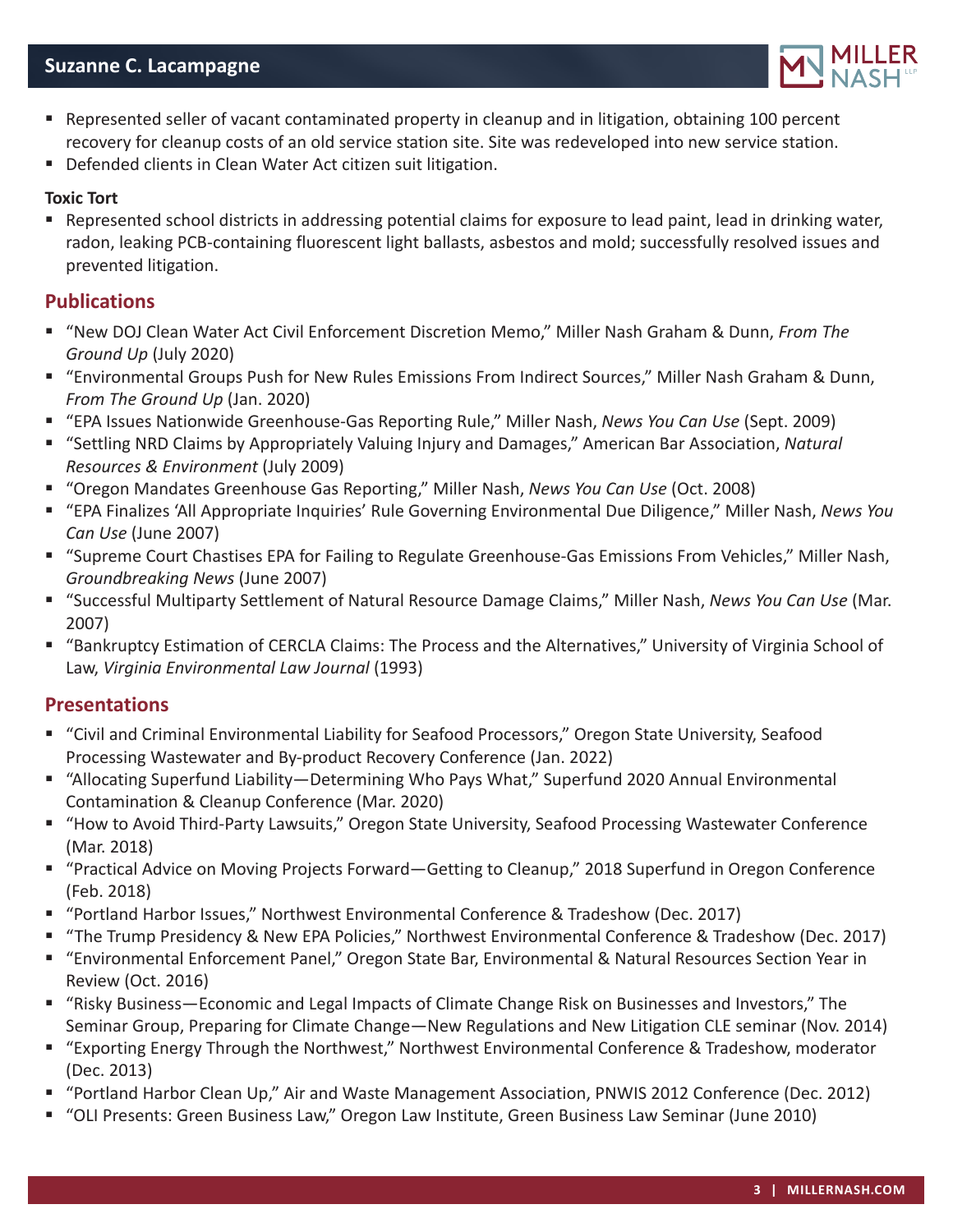- Represented seller of vacant contaminated property in cleanup and in litigation, obtaining 100 percent recovery for cleanup costs of an old service station site. Site was redeveloped into new service station.
- Defended clients in Clean Water Act citizen suit litigation.

**Toxic Tort**

- Represented school districts in addressing potential claims for exposure to lead paint, lead in drinking water, radon, leaking PCB-containing fluorescent light ballasts, asbestos and mold; successfully resolved issues and prevented litigation.

## Publications

- "New DOJ Clean Water Act Civil Enforcement Discretion Memo," Miller Nash Graham & Dunn, *From The Ground Up* (July 2020)
- "Environmental Groups Push for New Rules Emissions From Indirect Sources," Miller Nash Graham & Dunn, *From The Ground Up* (Jan. 2020)
- "EPA Issues Nationwide Greenhouse-Gas Reporting Rule," Miller Nash, *News You Can Use* (Sept. 2009)
- "Settling NRD Claims by Appropriately Valuing Injury and Damages," American Bar Association, *Natural Resources & Environment* (July 2009)
- "Oregon Mandates Greenhouse Gas Reporting," Miller Nash, *News You Can Use* (Oct. 2008)
- "EPA Finalizes 'All Appropriate Inquiries' Rule Governing Environmental Due Diligence," Miller Nash, *News You Can Use* (June 2007)
- "Supreme Court Chastises EPA for Failing to Regulate Greenhouse-Gas Emissions From Vehicles," Miller Nash, *Groundbreaking News* (June 2007)
- "Successful Multiparty Settlement of Natural Resource Damage Claims," Miller Nash, *News You Can Use* (Mar. 2007)
- "Bankruptcy Estimation of CERCLA Claims: The Process and the Alternatives," University of Virginia School of Law, *Virginia Environmental Law Journal* (1993)

## Presentations

- "Civil and Criminal Environmental Liability for Seafood Processors," Oregon State University, Seafood Processing Wastewater and By-product Recovery Conference (Jan. 2022)
- "Allocating Superfund Liability—Determining Who Pays What," Superfund 2020 Annual Environmental Contamination & Cleanup Conference (Mar. 2020)
- "How to Avoid Third-Party Lawsuits," Oregon State University, Seafood Processing Wastewater Conference (Mar. 2018)
- "Practical Advice on Moving Projects Forward—Getting to Cleanup," 2018 Superfund in Oregon Conference (Feb. 2018)
- "Portland Harbor Issues," Northwest Environmental Conference & Tradeshow (Dec. 2017)
- "The Trump Presidency & New EPA Policies," Northwest Environmental Conference & Tradeshow (Dec. 2017)
- "Environmental Enforcement Panel," Oregon State Bar, Environmental & Natural Resources Section Year in Review (Oct. 2016)
- "Risky Business—Economic and Legal Impacts of Climate Change Risk on Businesses and Investors," The Seminar Group, Preparing for Climate Change—New Regulations and New Litigation CLE seminar (Nov. 2014)
- "Exporting Energy Through the Northwest," Northwest Environmental Conference & Tradeshow, moderator (Dec. 2013)
- "Portland Harbor Clean Up," Air and Waste Management Association, PNWIS 2012 Conference (Dec. 2012)
- "OLI Presents: Green Business Law," Oregon Law Institute, Green Business Law Seminar (June 2010)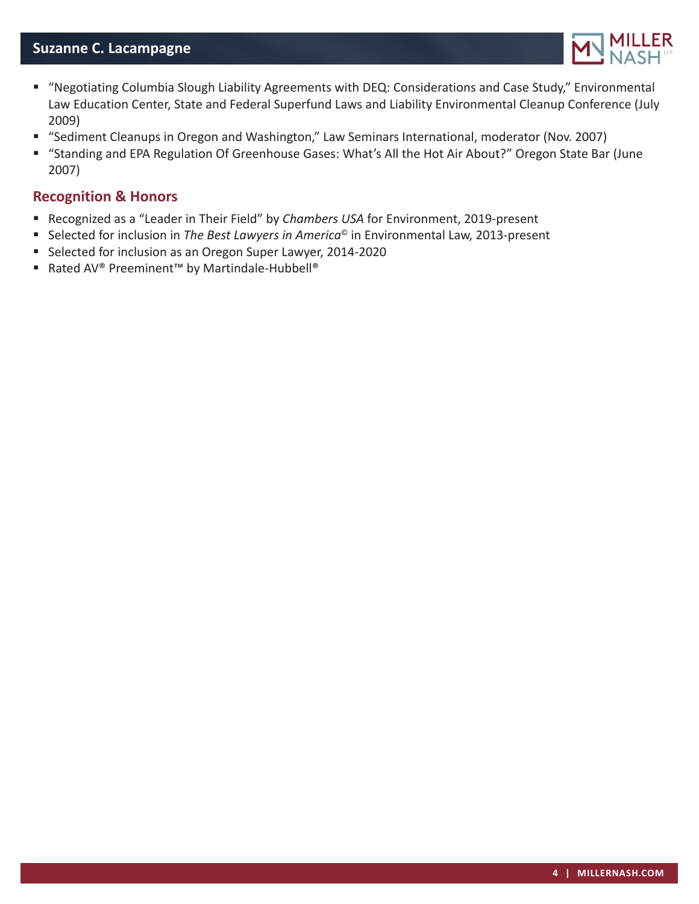- "Negotiating Columbia Slough Liability Agreements with DEQ: Considerations and Case Study," Environmental Law Education Center, State and Federal Superfund Laws and Liability Environmental Cleanup Conference (July 2009)
- "Sediment Cleanups in Oregon and Washington," Law Seminars International, moderator (Nov. 2007)
- "Standing and EPA Regulation Of Greenhouse Gases: What's All the Hot Air About?" Oregon State Bar (June 2007)

## Recognition & Honors

- Recognized as a "Leader in Their Field" by *Chambers USA* for Environment, 2019-present
- Selected for inclusion in *The Best Lawyers in America*© in Environmental Law, 2013-present
- Selected for inclusion as an Oregon Super Lawyer, 2014-2020
- Rated AV® Preeminent™ by Martindale-Hubbell®